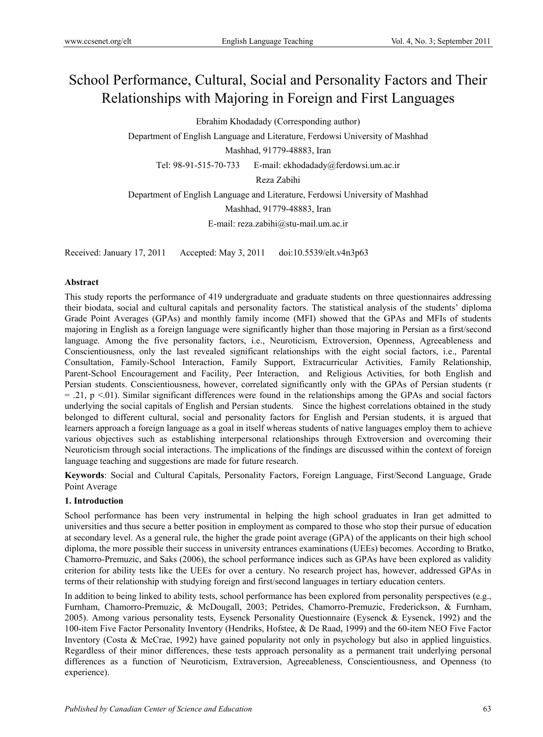# School Performance, Cultural, Social and Personality Factors and Their Relationships with Majoring in Foreign and First Languages

Ebrahim Khodadady (Corresponding author)

Department of English Language and Literature, Ferdowsi University of Mashhad

Mashhad, 91779-48883, Iran

Tel: 98-91-515-70-733 E-mail: ekhodadady@ferdowsi.um.ac.ir

Reza Zabihi

Department of English Language and Literature, Ferdowsi University of Mashhad

Mashhad, 91779-48883, Iran

E-mail: reza.zabihi@stu-mail.um.ac.ir

Received: January 17, 2011 Accepted: May 3, 2011 doi:10.5539/elt.v4n3p63

**Abstract**

This study reports the performance of 419 undergraduate and graduate students on three questionnaires addressing their biodata, social and cultural capitals and personality factors. The statistical analysis of the students' diploma Grade Point Averages (GPAs) and monthly family income (MFI) showed that the GPAs and MFIs of students majoring in English as a foreign language were significantly higher than those majoring in Persian as a first/second language. Among the five personality factors, i.e., Neuroticism, Extroversion, Openness, Agreeableness and Conscientiousness, only the last revealed significant relationships with the eight social factors, i.e., Parental Consultation, Family-School Interaction, Family Support, Extracurricular Activities, Family Relationship, Parent-School Encouragement and Facility, Peer Interaction, and Religious Activities, for both English and Persian students. Conscientiousness, however, correlated significantly only with the GPAs of Persian students ($r = .21$, $p < .01$). Similar significant differences were found in the relationships among the GPAs and social factors underlying the social capitals of English and Persian students. Since the highest correlations obtained in the study belonged to different cultural, social and personality factors for English and Persian students, it is argued that learners approach a foreign language as a goal in itself whereas students of native languages employ them to achieve various objectives such as establishing interpersonal relationships through Extroversion and overcoming their Neuroticism through social interactions. The implications of the findings are discussed within the context of foreign language teaching and suggestions are made for future research.

**Keywords**: Social and Cultural Capitals, Personality Factors, Foreign Language, First/Second Language, Grade Point Average

## 1. Introduction

School performance has been very instrumental in helping the high school graduates in Iran get admitted to universities and thus secure a better position in employment as compared to those who stop their pursue of education at secondary level. As a general rule, the higher the grade point average (GPA) of the applicants on their high school diploma, the more possible their success in university entrances examinations (UEEs) becomes. According to Bratko, Chamorro-Premuzic, and Saks (2006), the school performance indices such as GPAs have been explored as validity criterion for ability tests like the UEEs for over a century. No research project has, however, addressed GPAs in terms of their relationship with studying foreign and first/second languages in tertiary education centers.

In addition to being linked to ability tests, school performance has been explored from personality perspectives (e.g., Furnham, Chamorro-Premuzic, & McDougall, 2003; Petrides, Chamorro-Premuzic, Frederickson, & Furnham, 2005). Among various personality tests, Eysenck Personality Questionnaire (Eysenck & Eysenck, 1992) and the 100-item Five Factor Personality Inventory (Hendriks, Hofstee, & De Raad, 1999) and the 60-item NEO Five Factor Inventory (Costa & McCrae, 1992) have gained popularity not only in psychology but also in applied linguistics. Regardless of their minor differences, these tests approach personality as a permanent trait underlying personal differences as a function of Neuroticism, Extraversion, Agreeableness, Conscientiousness, and Openness (to experience).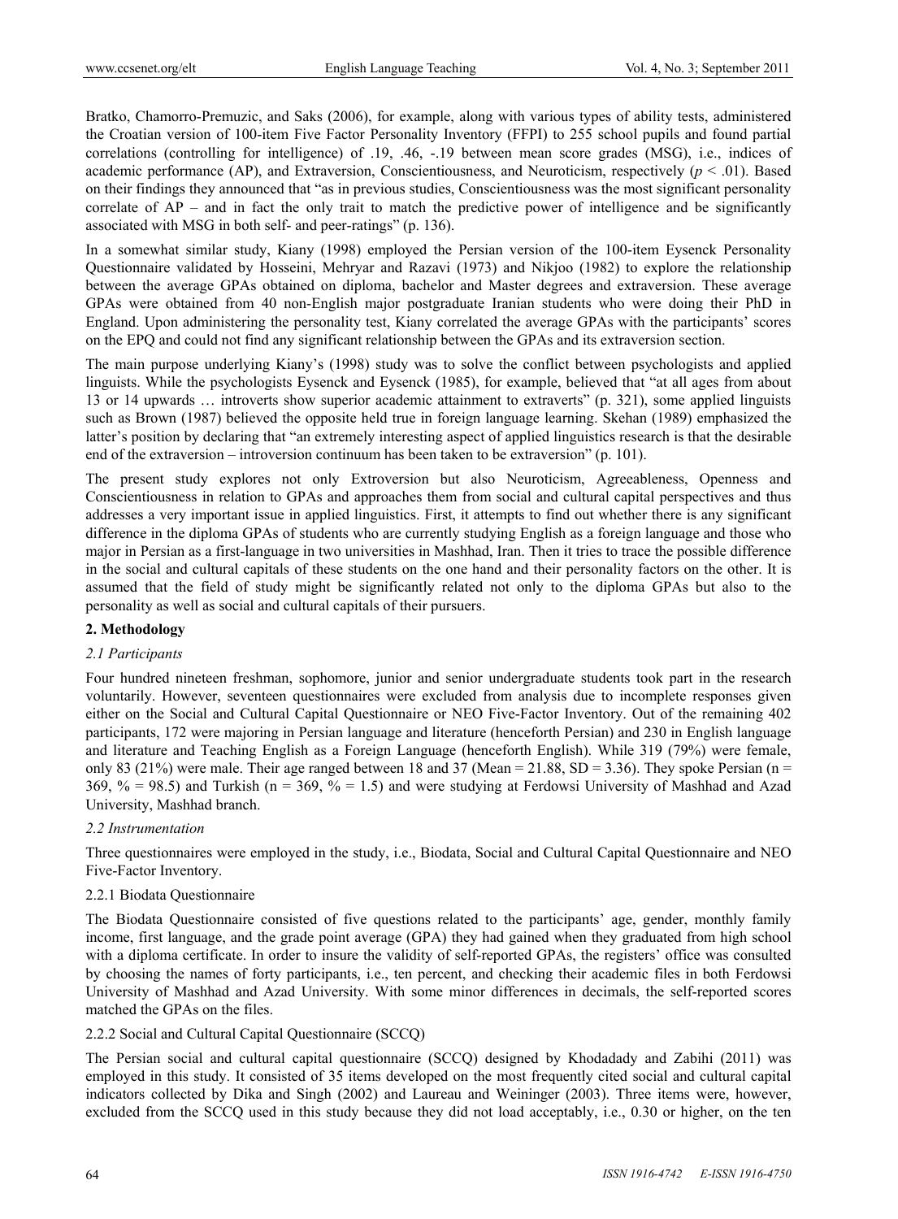Bratko, Chamorro-Premuzic, and Saks (2006), for example, along with various types of ability tests, administered the Croatian version of 100-item Five Factor Personality Inventory (FFPI) to 255 school pupils and found partial correlations (controlling for intelligence) of .19, .46, -.19 between mean score grades (MSG), i.e., indices of academic performance (AP), and Extraversion, Conscientiousness, and Neuroticism, respectively ($p < .01$). Based on their findings they announced that "as in previous studies, Conscientiousness was the most significant personality correlate of AP – and in fact the only trait to match the predictive power of intelligence and be significantly associated with MSG in both self- and peer-ratings" (p. 136).

In a somewhat similar study, Kiany (1998) employed the Persian version of the 100-item Eysenck Personality Questionnaire validated by Hosseini, Mehryar and Razavi (1973) and Nikjoo (1982) to explore the relationship between the average GPAs obtained on diploma, bachelor and Master degrees and extraversion. These average GPAs were obtained from 40 non-English major postgraduate Iranian students who were doing their PhD in England. Upon administering the personality test, Kiany correlated the average GPAs with the participants' scores on the EPQ and could not find any significant relationship between the GPAs and its extraversion section.

The main purpose underlying Kiany's (1998) study was to solve the conflict between psychologists and applied linguists. While the psychologists Eysenck and Eysenck (1985), for example, believed that "at all ages from about 13 or 14 upwards … introverts show superior academic attainment to extraverts" (p. 321), some applied linguists such as Brown (1987) believed the opposite held true in foreign language learning. Skehan (1989) emphasized the latter's position by declaring that "an extremely interesting aspect of applied linguistics research is that the desirable end of the extraversion – introversion continuum has been taken to be extraversion" (p. 101).

The present study explores not only Extroversion but also Neuroticism, Agreeableness, Openness and Conscientiousness in relation to GPAs and approaches them from social and cultural capital perspectives and thus addresses a very important issue in applied linguistics. First, it attempts to find out whether there is any significant difference in the diploma GPAs of students who are currently studying English as a foreign language and those who major in Persian as a first-language in two universities in Mashhad, Iran. Then it tries to trace the possible difference in the social and cultural capitals of these students on the one hand and their personality factors on the other. It is assumed that the field of study might be significantly related not only to the diploma GPAs but also to the personality as well as social and cultural capitals of their pursuers.

## 2. Methodology

### *2.1 Participants*

Four hundred nineteen freshman, sophomore, junior and senior undergraduate students took part in the research voluntarily. However, seventeen questionnaires were excluded from analysis due to incomplete responses given either on the Social and Cultural Capital Questionnaire or NEO Five-Factor Inventory. Out of the remaining 402 participants, 172 were majoring in Persian language and literature (henceforth Persian) and 230 in English language and literature and Teaching English as a Foreign Language (henceforth English). While 319 (79%) were female, only 83 (21%) were male. Their age ranged between 18 and 37 (Mean = 21.88, SD = 3.36). They spoke Persian (n = 369, % = 98.5) and Turkish (n = 369, % = 1.5) and were studying at Ferdowsi University of Mashhad and Azad University, Mashhad branch.

### *2.2 Instrumentation*

Three questionnaires were employed in the study, i.e., Biodata, Social and Cultural Capital Questionnaire and NEO Five-Factor Inventory.

#### 2.2.1 Biodata Questionnaire

The Biodata Questionnaire consisted of five questions related to the participants' age, gender, monthly family income, first language, and the grade point average (GPA) they had gained when they graduated from high school with a diploma certificate. In order to insure the validity of self-reported GPAs, the registers' office was consulted by choosing the names of forty participants, i.e., ten percent, and checking their academic files in both Ferdowsi University of Mashhad and Azad University. With some minor differences in decimals, the self-reported scores matched the GPAs on the files.

#### 2.2.2 Social and Cultural Capital Questionnaire (SCCQ)

The Persian social and cultural capital questionnaire (SCCQ) designed by Khodadady and Zabihi (2011) was employed in this study. It consisted of 35 items developed on the most frequently cited social and cultural capital indicators collected by Dika and Singh (2002) and Laureau and Weininger (2003). Three items were, however, excluded from the SCCQ used in this study because they did not load acceptably, i.e., 0.30 or higher, on the ten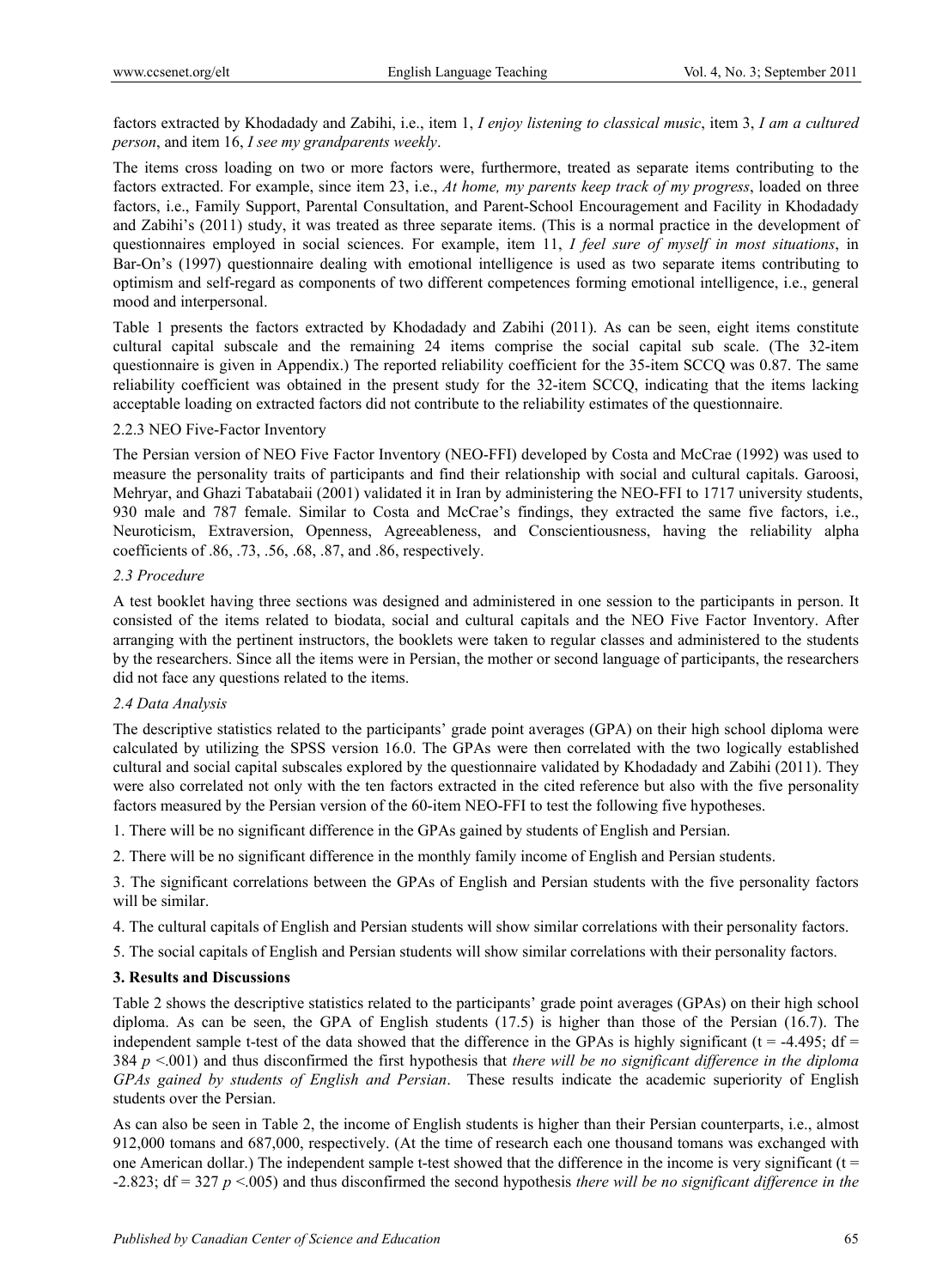factors extracted by Khodadady and Zabihi, i.e., item 1, *I enjoy listening to classical music*, item 3, *I am a cultured person*, and item 16, *I see my grandparents weekly*.

The items cross loading on two or more factors were, furthermore, treated as separate items contributing to the factors extracted. For example, since item 23, i.e., *At home, my parents keep track of my progress*, loaded on three factors, i.e., Family Support, Parental Consultation, and Parent-School Encouragement and Facility in Khodadady and Zabihi's (2011) study, it was treated as three separate items. (This is a normal practice in the development of questionnaires employed in social sciences. For example, item 11, *I feel sure of myself in most situations*, in Bar-On's (1997) questionnaire dealing with emotional intelligence is used as two separate items contributing to optimism and self-regard as components of two different competences forming emotional intelligence, i.e., general mood and interpersonal.

Table 1 presents the factors extracted by Khodadady and Zabihi (2011). As can be seen, eight items constitute cultural capital subscale and the remaining 24 items comprise the social capital sub scale. (The 32-item questionnaire is given in Appendix.) The reported reliability coefficient for the 35-item SCCQ was 0.87. The same reliability coefficient was obtained in the present study for the 32-item SCCQ, indicating that the items lacking acceptable loading on extracted factors did not contribute to the reliability estimates of the questionnaire.

### 2.2.3 NEO Five-Factor Inventory

The Persian version of NEO Five Factor Inventory (NEO-FFI) developed by Costa and McCrae (1992) was used to measure the personality traits of participants and find their relationship with social and cultural capitals. Garoosi, Mehryar, and Ghazi Tabatabaii (2001) validated it in Iran by administering the NEO-FFI to 1717 university students, 930 male and 787 female. Similar to Costa and McCrae's findings, they extracted the same five factors, i.e., Neuroticism, Extraversion, Openness, Agreeableness, and Conscientiousness, having the reliability alpha coefficients of .86, .73, .56, .68, .87, and .86, respectively.

### *2.3 Procedure*

A test booklet having three sections was designed and administered in one session to the participants in person. It consisted of the items related to biodata, social and cultural capitals and the NEO Five Factor Inventory. After arranging with the pertinent instructors, the booklets were taken to regular classes and administered to the students by the researchers. Since all the items were in Persian, the mother or second language of participants, the researchers did not face any questions related to the items.

### *2.4 Data Analysis*

The descriptive statistics related to the participants' grade point averages (GPA) on their high school diploma were calculated by utilizing the SPSS version 16.0. The GPAs were then correlated with the two logically established cultural and social capital subscales explored by the questionnaire validated by Khodadady and Zabihi (2011). They were also correlated not only with the ten factors extracted in the cited reference but also with the five personality factors measured by the Persian version of the 60-item NEO-FFI to test the following five hypotheses.

1. There will be no significant difference in the GPAs gained by students of English and Persian.

2. There will be no significant difference in the monthly family income of English and Persian students.

3. The significant correlations between the GPAs of English and Persian students with the five personality factors will be similar.

4. The cultural capitals of English and Persian students will show similar correlations with their personality factors.

5. The social capitals of English and Persian students will show similar correlations with their personality factors.

## 3. Results and Discussions

Table 2 shows the descriptive statistics related to the participants' grade point averages (GPAs) on their high school diploma. As can be seen, the GPA of English students (17.5) is higher than those of the Persian (16.7). The independent sample t-test of the data showed that the difference in the GPAs is highly significant ($t = -4.495$; $df = 384$ $p < .001$) and thus disconfirmed the first hypothesis that *there will be no significant difference in the diploma GPAs gained by students of English and Persian*. These results indicate the academic superiority of English students over the Persian.

As can also be seen in Table 2, the income of English students is higher than their Persian counterparts, i.e., almost 912,000 tomans and 687,000, respectively. (At the time of research each one thousand tomans was exchanged with one American dollar.) The independent sample t-test showed that the difference in the income is very significant ($t = -2.823$; $df = 327$ $p < .005$) and thus disconfirmed the second hypothesis *there will be no significant difference in the*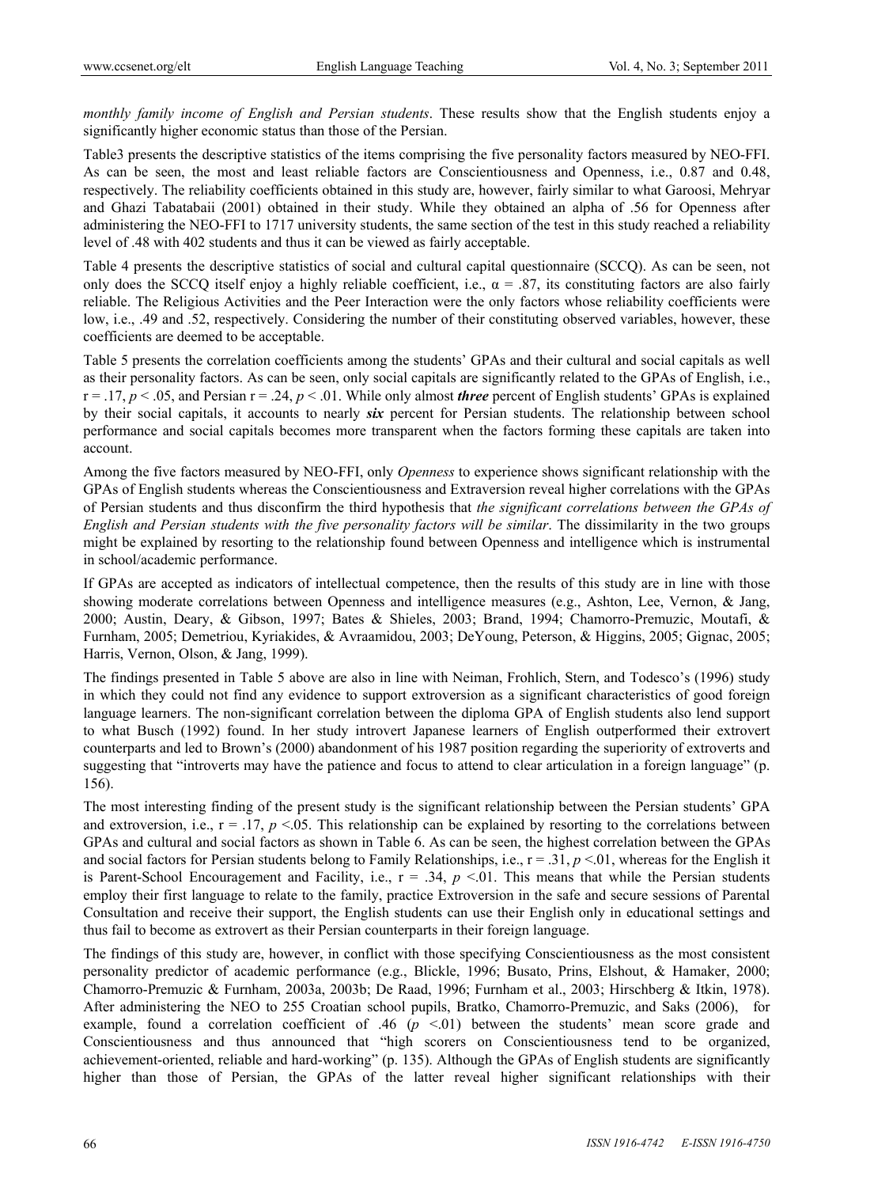*monthly family income of English and Persian students*. These results show that the English students enjoy a significantly higher economic status than those of the Persian.

Table3 presents the descriptive statistics of the items comprising the five personality factors measured by NEO-FFI. As can be seen, the most and least reliable factors are Conscientiousness and Openness, i.e., 0.87 and 0.48, respectively. The reliability coefficients obtained in this study are, however, fairly similar to what Garoosi, Mehryar and Ghazi Tabatabaii (2001) obtained in their study. While they obtained an alpha of .56 for Openness after administering the NEO-FFI to 1717 university students, the same section of the test in this study reached a reliability level of .48 with 402 students and thus it can be viewed as fairly acceptable.

Table 4 presents the descriptive statistics of social and cultural capital questionnaire (SCCQ). As can be seen, not only does the SCCQ itself enjoy a highly reliable coefficient, i.e., $\alpha = .87$, its constituting factors are also fairly reliable. The Religious Activities and the Peer Interaction were the only factors whose reliability coefficients were low, i.e., .49 and .52, respectively. Considering the number of their constituting observed variables, however, these coefficients are deemed to be acceptable.

Table 5 presents the correlation coefficients among the students' GPAs and their cultural and social capitals as well as their personality factors. As can be seen, only social capitals are significantly related to the GPAs of English, i.e., $r = .17$, $p < .05$, and Persian $r = .24$, $p < .01$. While only almost ***three*** percent of English students' GPAs is explained by their social capitals, it accounts to nearly ***six*** percent for Persian students. The relationship between school performance and social capitals becomes more transparent when the factors forming these capitals are taken into account.

Among the five factors measured by NEO-FFI, only *Openness* to experience shows significant relationship with the GPAs of English students whereas the Conscientiousness and Extraversion reveal higher correlations with the GPAs of Persian students and thus disconfirm the third hypothesis that *the significant correlations between the GPAs of English and Persian students with the five personality factors will be similar*. The dissimilarity in the two groups might be explained by resorting to the relationship found between Openness and intelligence which is instrumental in school/academic performance.

If GPAs are accepted as indicators of intellectual competence, then the results of this study are in line with those showing moderate correlations between Openness and intelligence measures (e.g., Ashton, Lee, Vernon, & Jang, 2000; Austin, Deary, & Gibson, 1997; Bates & Shieles, 2003; Brand, 1994; Chamorro-Premuzic, Moutafi, & Furnham, 2005; Demetriou, Kyriakides, & Avraamidou, 2003; DeYoung, Peterson, & Higgins, 2005; Gignac, 2005; Harris, Vernon, Olson, & Jang, 1999).

The findings presented in Table 5 above are also in line with Neiman, Frohlich, Stern, and Todesco's (1996) study in which they could not find any evidence to support extroversion as a significant characteristics of good foreign language learners. The non-significant correlation between the diploma GPA of English students also lend support to what Busch (1992) found. In her study introvert Japanese learners of English outperformed their extrovert counterparts and led to Brown's (2000) abandonment of his 1987 position regarding the superiority of extroverts and suggesting that "introverts may have the patience and focus to attend to clear articulation in a foreign language" (p. 156).

The most interesting finding of the present study is the significant relationship between the Persian students' GPA and extroversion, i.e., $r = .17$, $p < .05$. This relationship can be explained by resorting to the correlations between GPAs and cultural and social factors as shown in Table 6. As can be seen, the highest correlation between the GPAs and social factors for Persian students belong to Family Relationships, i.e., $r = .31$, $p < .01$, whereas for the English it is Parent-School Encouragement and Facility, i.e., $r = .34$, $p < .01$. This means that while the Persian students employ their first language to relate to the family, practice Extroversion in the safe and secure sessions of Parental Consultation and receive their support, the English students can use their English only in educational settings and thus fail to become as extrovert as their Persian counterparts in their foreign language.

The findings of this study are, however, in conflict with those specifying Conscientiousness as the most consistent personality predictor of academic performance (e.g., Blickle, 1996; Busato, Prins, Elshout, & Hamaker, 2000; Chamorro-Premuzic & Furnham, 2003a, 2003b; De Raad, 1996; Furnham et al., 2003; Hirschberg & Itkin, 1978). After administering the NEO to 255 Croatian school pupils, Bratko, Chamorro-Premuzic, and Saks (2006), for example, found a correlation coefficient of .46 ($p < .01$) between the students' mean score grade and Conscientiousness and thus announced that "high scorers on Conscientiousness tend to be organized, achievement-oriented, reliable and hard-working" (p. 135). Although the GPAs of English students are significantly higher than those of Persian, the GPAs of the latter reveal higher significant relationships with their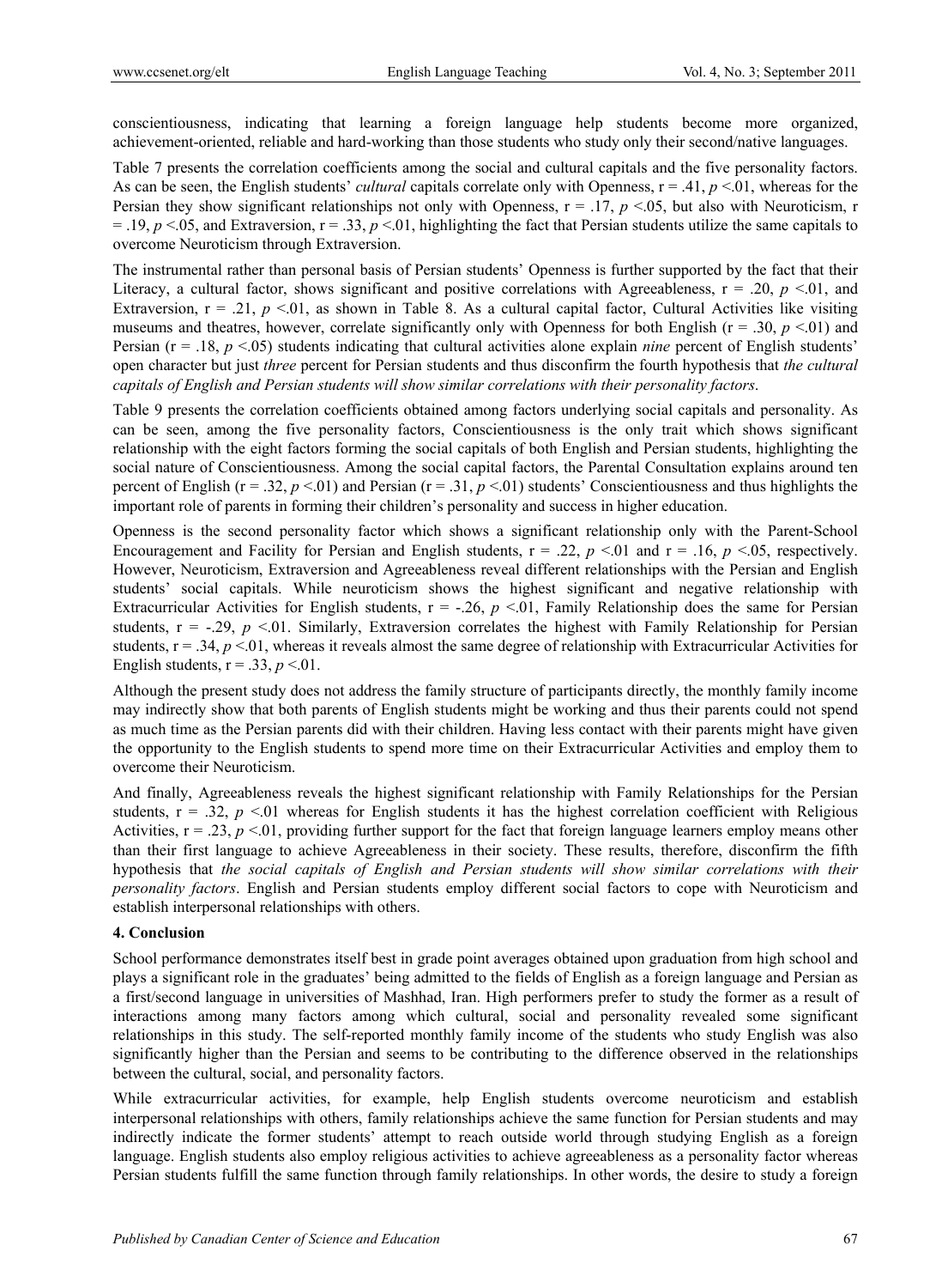conscientiousness, indicating that learning a foreign language help students become more organized, achievement-oriented, reliable and hard-working than those students who study only their second/native languages.

Table 7 presents the correlation coefficients among the social and cultural capitals and the five personality factors. As can be seen, the English students' *cultural* capitals correlate only with Openness, r = .41, $p < .01$, whereas for the Persian they show significant relationships not only with Openness, r = .17, $p < .05$, but also with Neuroticism, r = .19, $p < .05$, and Extraversion, r = .33, $p < .01$, highlighting the fact that Persian students utilize the same capitals to overcome Neuroticism through Extraversion.

The instrumental rather than personal basis of Persian students' Openness is further supported by the fact that their Literacy, a cultural factor, shows significant and positive correlations with Agreeableness, r = .20, $p < .01$, and Extraversion, r = .21, $p < .01$, as shown in Table 8. As a cultural capital factor, Cultural Activities like visiting museums and theatres, however, correlate significantly only with Openness for both English (r = .30, $p < .01$) and Persian (r = .18, $p < .05$) students indicating that cultural activities alone explain *nine* percent of English students' open character but just *three* percent for Persian students and thus disconfirm the fourth hypothesis that *the cultural capitals of English and Persian students will show similar correlations with their personality factors*.

Table 9 presents the correlation coefficients obtained among factors underlying social capitals and personality. As can be seen, among the five personality factors, Conscientiousness is the only trait which shows significant relationship with the eight factors forming the social capitals of both English and Persian students, highlighting the social nature of Conscientiousness. Among the social capital factors, the Parental Consultation explains around ten percent of English (r = .32, $p < .01$) and Persian (r = .31, $p < .01$) students' Conscientiousness and thus highlights the important role of parents in forming their children's personality and success in higher education.

Openness is the second personality factor which shows a significant relationship only with the Parent-School Encouragement and Facility for Persian and English students, r = .22, $p < .01$ and r = .16, $p < .05$, respectively. However, Neuroticism, Extraversion and Agreeableness reveal different relationships with the Persian and English students' social capitals. While neuroticism shows the highest significant and negative relationship with Extracurricular Activities for English students, r = -.26, $p < .01$, Family Relationship does the same for Persian students, r = -.29, $p < .01$. Similarly, Extraversion correlates the highest with Family Relationship for Persian students, r = .34, $p < .01$, whereas it reveals almost the same degree of relationship with Extracurricular Activities for English students, r = .33, $p < .01$.

Although the present study does not address the family structure of participants directly, the monthly family income may indirectly show that both parents of English students might be working and thus their parents could not spend as much time as the Persian parents did with their children. Having less contact with their parents might have given the opportunity to the English students to spend more time on their Extracurricular Activities and employ them to overcome their Neuroticism.

And finally, Agreeableness reveals the highest significant relationship with Family Relationships for the Persian students, r = .32, $p < .01$ whereas for English students it has the highest correlation coefficient with Religious Activities, r = .23, $p < .01$, providing further support for the fact that foreign language learners employ means other than their first language to achieve Agreeableness in their society. These results, therefore, disconfirm the fifth hypothesis that *the social capitals of English and Persian students will show similar correlations with their personality factors*. English and Persian students employ different social factors to cope with Neuroticism and establish interpersonal relationships with others.

## 4. Conclusion

School performance demonstrates itself best in grade point averages obtained upon graduation from high school and plays a significant role in the graduates' being admitted to the fields of English as a foreign language and Persian as a first/second language in universities of Mashhad, Iran. High performers prefer to study the former as a result of interactions among many factors among which cultural, social and personality revealed some significant relationships in this study. The self-reported monthly family income of the students who study English was also significantly higher than the Persian and seems to be contributing to the difference observed in the relationships between the cultural, social, and personality factors.

While extracurricular activities, for example, help English students overcome neuroticism and establish interpersonal relationships with others, family relationships achieve the same function for Persian students and may indirectly indicate the former students' attempt to reach outside world through studying English as a foreign language. English students also employ religious activities to achieve agreeableness as a personality factor whereas Persian students fulfill the same function through family relationships. In other words, the desire to study a foreign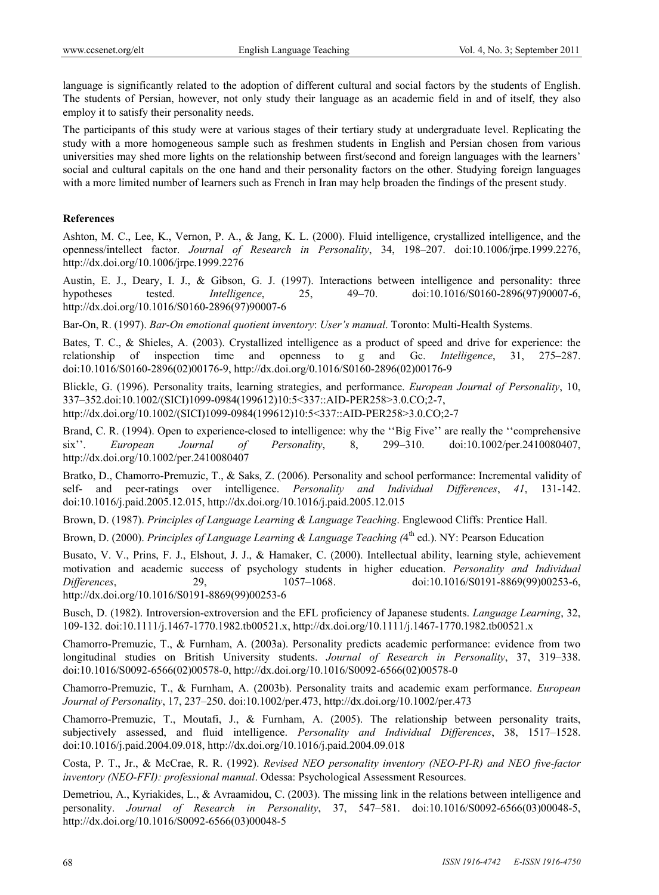language is significantly related to the adoption of different cultural and social factors by the students of English. The students of Persian, however, not only study their language as an academic field in and of itself, they also employ it to satisfy their personality needs.

The participants of this study were at various stages of their tertiary study at undergraduate level. Replicating the study with a more homogeneous sample such as freshmen students in English and Persian chosen from various universities may shed more lights on the relationship between first/second and foreign languages with the learners' social and cultural capitals on the one hand and their personality factors on the other. Studying foreign languages with a more limited number of learners such as French in Iran may help broaden the findings of the present study.

## References

Ashton, M. C., Lee, K., Vernon, P. A., & Jang, K. L. (2000). Fluid intelligence, crystallized intelligence, and the openness/intellect factor. *Journal of Research in Personality*, 34, 198–207. doi:10.1006/jrpe.1999.2276, http://dx.doi.org/10.1006/jrpe.1999.2276

Austin, E. J., Deary, I. J., & Gibson, G. J. (1997). Interactions between intelligence and personality: three hypotheses tested. *Intelligence*, 25, 49–70. doi:10.1016/S0160-2896(97)90007-6, http://dx.doi.org/10.1016/S0160-2896(97)90007-6

Bar-On, R. (1997). *Bar-On emotional quotient inventory*: *User's manual*. Toronto: Multi-Health Systems.

Bates, T. C., & Shieles, A. (2003). Crystallized intelligence as a product of speed and drive for experience: the relationship of inspection time and openness to g and Gc. *Intelligence*, 31, 275–287. doi:10.1016/S0160-2896(02)00176-9, http://dx.doi.org/0.1016/S0160-2896(02)00176-9

Blickle, G. (1996). Personality traits, learning strategies, and performance. *European Journal of Personality*, 10, 337–352.doi:10.1002/(SICI)1099-0984(199612)10:5<337::AID-PER258>3.0.CO;2-7, http://dx.doi.org/10.1002/(SICI)1099-0984(199612)10:5<337::AID-PER258>3.0.CO;2-7

Brand, C. R. (1994). Open to experience-closed to intelligence: why the ''Big Five'' are really the ''comprehensive six''. *European Journal of Personality*, 8, 299–310. doi:10.1002/per.2410080407, http://dx.doi.org/10.1002/per.2410080407

Bratko, D., Chamorro-Premuzic, T., & Saks, Z. (2006). Personality and school performance: Incremental validity of self- and peer-ratings over intelligence. *Personality and Individual Differences*, *41*, 131-142. doi:10.1016/j.paid.2005.12.015, http://dx.doi.org/10.1016/j.paid.2005.12.015

Brown, D. (1987). *Principles of Language Learning & Language Teaching*. Englewood Cliffs: Prentice Hall.

Brown, D. (2000). *Principles of Language Learning & Language Teaching (*4th ed.). NY: Pearson Education

Busato, V. V., Prins, F. J., Elshout, J. J., & Hamaker, C. (2000). Intellectual ability, learning style, achievement motivation and academic success of psychology students in higher education. *Personality and Individual Differences*, 29, 1057–1068. doi:10.1016/S0191-8869(99)00253-6, http://dx.doi.org/10.1016/S0191-8869(99)00253-6

Busch, D. (1982). Introversion-extroversion and the EFL proficiency of Japanese students. *Language Learning*, 32, 109-132. doi:10.1111/j.1467-1770.1982.tb00521.x, http://dx.doi.org/10.1111/j.1467-1770.1982.tb00521.x

Chamorro-Premuzic, T., & Furnham, A. (2003a). Personality predicts academic performance: evidence from two longitudinal studies on British University students. *Journal of Research in Personality*, 37, 319–338. doi:10.1016/S0092-6566(02)00578-0, http://dx.doi.org/10.1016/S0092-6566(02)00578-0

Chamorro-Premuzic, T., & Furnham, A. (2003b). Personality traits and academic exam performance. *European Journal of Personality*, 17, 237–250. doi:10.1002/per.473, http://dx.doi.org/10.1002/per.473

Chamorro-Premuzic, T., Moutafi, J., & Furnham, A. (2005). The relationship between personality traits, subjectively assessed, and fluid intelligence. *Personality and Individual Differences*, 38, 1517–1528. doi:10.1016/j.paid.2004.09.018, http://dx.doi.org/10.1016/j.paid.2004.09.018

Costa, P. T., Jr., & McCrae, R. R. (1992). *Revised NEO personality inventory (NEO-PI-R) and NEO five-factor inventory (NEO-FFI): professional manual*. Odessa: Psychological Assessment Resources.

Demetriou, A., Kyriakides, L., & Avraamidou, C. (2003). The missing link in the relations between intelligence and personality. *Journal of Research in Personality*, 37, 547–581. doi:10.1016/S0092-6566(03)00048-5, http://dx.doi.org/10.1016/S0092-6566(03)00048-5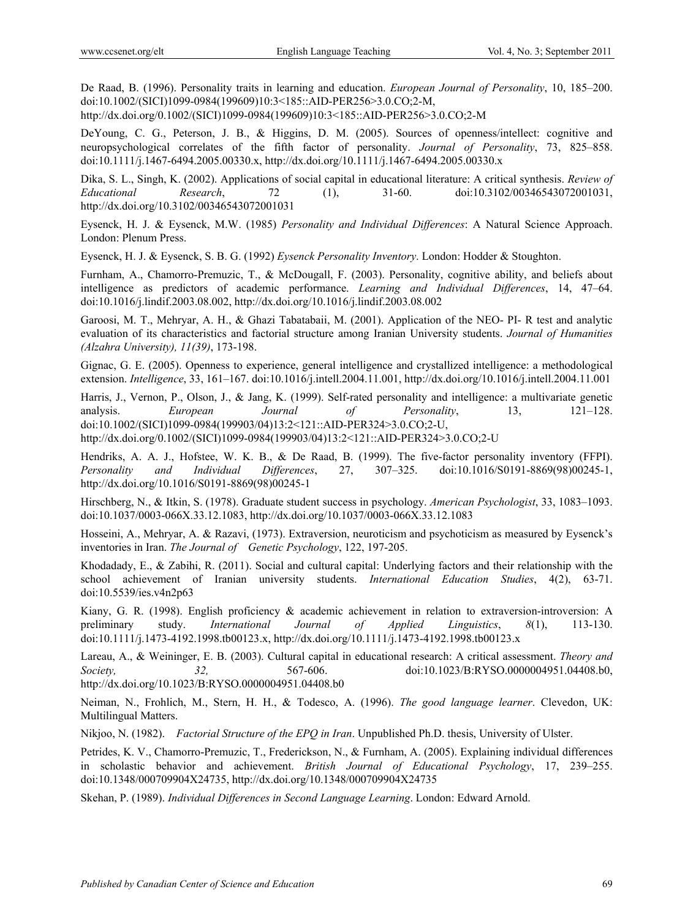De Raad, B. (1996). Personality traits in learning and education. *European Journal of Personality*, 10, 185–200. doi:10.1002/(SICI)1099-0984(199609)10:3<185::AID-PER256>3.0.CO;2-M, http://dx.doi.org/0.1002/(SICI)1099-0984(199609)10:3<185::AID-PER256>3.0.CO;2-M

DeYoung, C. G., Peterson, J. B., & Higgins, D. M. (2005). Sources of openness/intellect: cognitive and neuropsychological correlates of the fifth factor of personality. *Journal of Personality*, 73, 825–858. doi:10.1111/j.1467-6494.2005.00330.x, http://dx.doi.org/10.1111/j.1467-6494.2005.00330.x

Dika, S. L., Singh, K. (2002). Applications of social capital in educational literature: A critical synthesis. *Review of Educational Research*, 72 (1), 31-60. doi:10.3102/00346543072001031, http://dx.doi.org/10.3102/00346543072001031

Eysenck, H. J. & Eysenck, M.W. (1985) *Personality and Individual Differences*: A Natural Science Approach. London: Plenum Press.

Eysenck, H. J. & Eysenck, S. B. G. (1992) *Eysenck Personality Inventory*. London: Hodder & Stoughton.

Furnham, A., Chamorro-Premuzic, T., & McDougall, F. (2003). Personality, cognitive ability, and beliefs about intelligence as predictors of academic performance. *Learning and Individual Differences*, 14, 47–64. doi:10.1016/j.lindif.2003.08.002, http://dx.doi.org/10.1016/j.lindif.2003.08.002

Garoosi, M. T., Mehryar, A. H., & Ghazi Tabatabaii, M. (2001). Application of the NEO- PI- R test and analytic evaluation of its characteristics and factorial structure among Iranian University students. *Journal of Humanities (Alzahra University), 11(39)*, 173-198.

Gignac, G. E. (2005). Openness to experience, general intelligence and crystallized intelligence: a methodological extension. *Intelligence*, 33, 161–167. doi:10.1016/j.intell.2004.11.001, http://dx.doi.org/10.1016/j.intell.2004.11.001

Harris, J., Vernon, P., Olson, J., & Jang, K. (1999). Self-rated personality and intelligence: a multivariate genetic analysis. *European Journal of Personality*, 13, 121–128. doi:10.1002/(SICI)1099-0984(199903/04)13:2<121::AID-PER324>3.0.CO;2-U, http://dx.doi.org/0.1002/(SICI)1099-0984(199903/04)13:2<121::AID-PER324>3.0.CO;2-U

Hendriks, A. A. J., Hofstee, W. K. B., & De Raad, B. (1999). The five-factor personality inventory (FFPI). *Personality and Individual Differences*, 27, 307–325. doi:10.1016/S0191-8869(98)00245-1, http://dx.doi.org/10.1016/S0191-8869(98)00245-1

Hirschberg, N., & Itkin, S. (1978). Graduate student success in psychology. *American Psychologist*, 33, 1083–1093. doi:10.1037/0003-066X.33.12.1083, http://dx.doi.org/10.1037/0003-066X.33.12.1083

Hosseini, A., Mehryar, A. & Razavi, (1973). Extraversion, neuroticism and psychoticism as measured by Eysenck's inventories in Iran. *The Journal of Genetic Psychology*, 122, 197-205.

Khodadady, E., & Zabihi, R. (2011). Social and cultural capital: Underlying factors and their relationship with the school achievement of Iranian university students. *International Education Studies*, 4(2), 63-71. doi:10.5539/ies.v4n2p63

Kiany, G. R. (1998). English proficiency & academic achievement in relation to extraversion-introversion: A preliminary study. *International Journal of Applied Linguistics*, *8*(1), 113-130. doi:10.1111/j.1473-4192.1998.tb00123.x, http://dx.doi.org/10.1111/j.1473-4192.1998.tb00123.x

Lareau, A., & Weininger, E. B. (2003). Cultural capital in educational research: A critical assessment. *Theory and Society, 32,* 567-606. doi:10.1023/B:RYSO.0000004951.04408.b0, http://dx.doi.org/10.1023/B:RYSO.0000004951.04408.b0

Neiman, N., Frohlich, M., Stern, H. H., & Todesco, A. (1996). *The good language learner*. Clevedon, UK: Multilingual Matters.

Nikjoo, N. (1982). *Factorial Structure of the EPQ in Iran*. Unpublished Ph.D. thesis, University of Ulster.

Petrides, K. V., Chamorro-Premuzic, T., Frederickson, N., & Furnham, A. (2005). Explaining individual differences in scholastic behavior and achievement. *British Journal of Educational Psychology*, 17, 239–255. doi:10.1348/000709904X24735, http://dx.doi.org/10.1348/000709904X24735

Skehan, P. (1989). *Individual Differences in Second Language Learning*. London: Edward Arnold.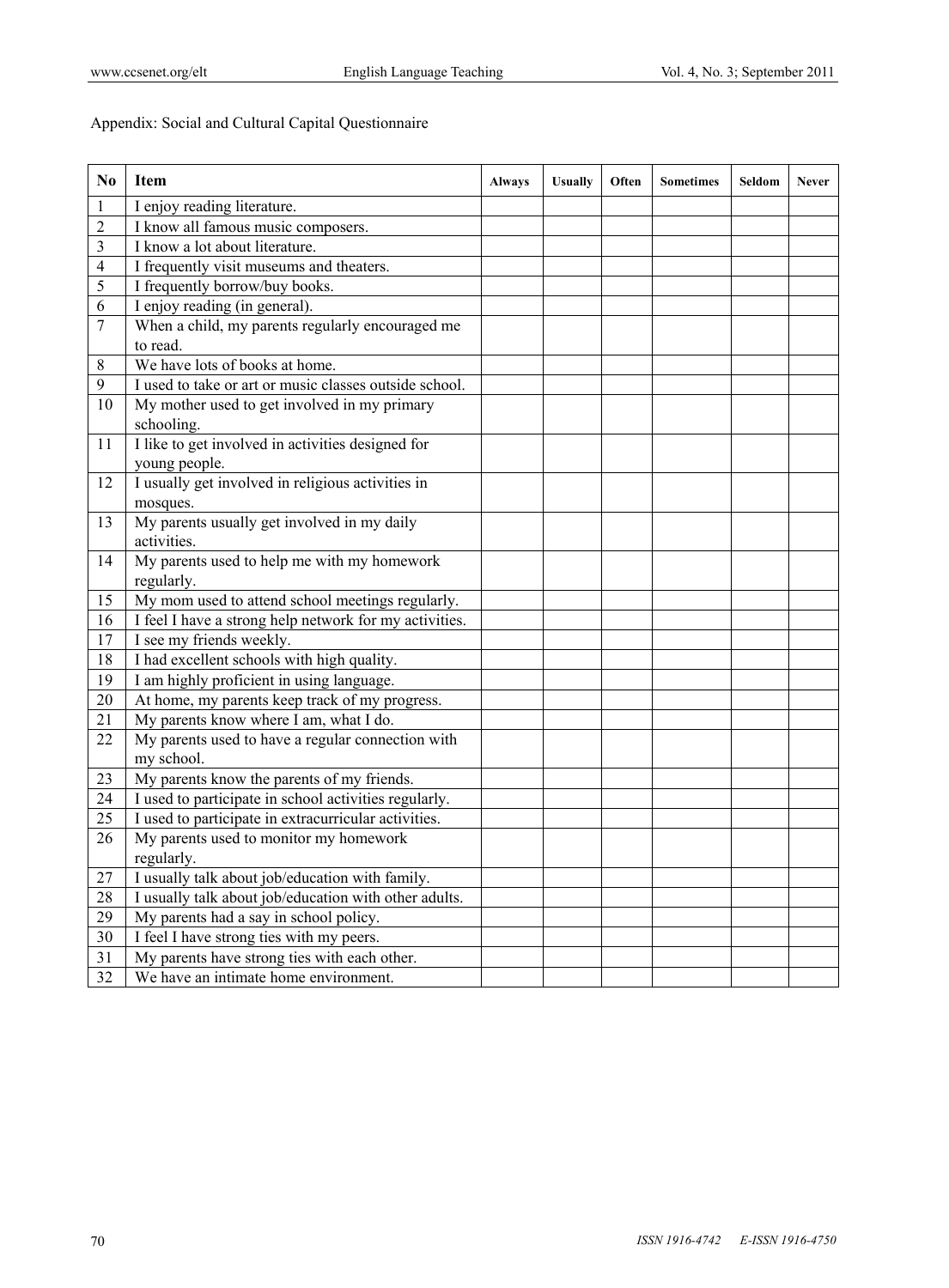Appendix: Social and Cultural Capital Questionnaire

| No | Item | Always | Usually | Often | Sometimes | Seldom | Never |
|---|---|---|---|---|---|---|---|
| 1 | I enjoy reading literature. | | | | | | |
| 2 | I know all famous music composers. | | | | | | |
| 3 | I know a lot about literature. | | | | | | |
| 4 | I frequently visit museums and theaters. | | | | | | |
| 5 | I frequently borrow/buy books. | | | | | | |
| 6 | I enjoy reading (in general). | | | | | | |
| 7 | When a child, my parents regularly encouraged me to read. | | | | | | |
| 8 | We have lots of books at home. | | | | | | |
| 9 | I used to take or art or music classes outside school. | | | | | | |
| 10 | My mother used to get involved in my primary schooling. | | | | | | |
| 11 | I like to get involved in activities designed for young people. | | | | | | |
| 12 | I usually get involved in religious activities in mosques. | | | | | | |
| 13 | My parents usually get involved in my daily activities. | | | | | | |
| 14 | My parents used to help me with my homework regularly. | | | | | | |
| 15 | My mom used to attend school meetings regularly. | | | | | | |
| 16 | I feel I have a strong help network for my activities. | | | | | | |
| 17 | I see my friends weekly. | | | | | | |
| 18 | I had excellent schools with high quality. | | | | | | |
| 19 | I am highly proficient in using language. | | | | | | |
| 20 | At home, my parents keep track of my progress. | | | | | | |
| 21 | My parents know where I am, what I do. | | | | | | |
| 22 | My parents used to have a regular connection with my school. | | | | | | |
| 23 | My parents know the parents of my friends. | | | | | | |
| 24 | I used to participate in school activities regularly. | | | | | | |
| 25 | I used to participate in extracurricular activities. | | | | | | |
| 26 | My parents used to monitor my homework regularly. | | | | | | |
| 27 | I usually talk about job/education with family. | | | | | | |
| 28 | I usually talk about job/education with other adults. | | | | | | |
| 29 | My parents had a say in school policy. | | | | | | |
| 30 | I feel I have strong ties with my peers. | | | | | | |
| 31 | My parents have strong ties with each other. | | | | | | |
| 32 | We have an intimate home environment. | | | | | | |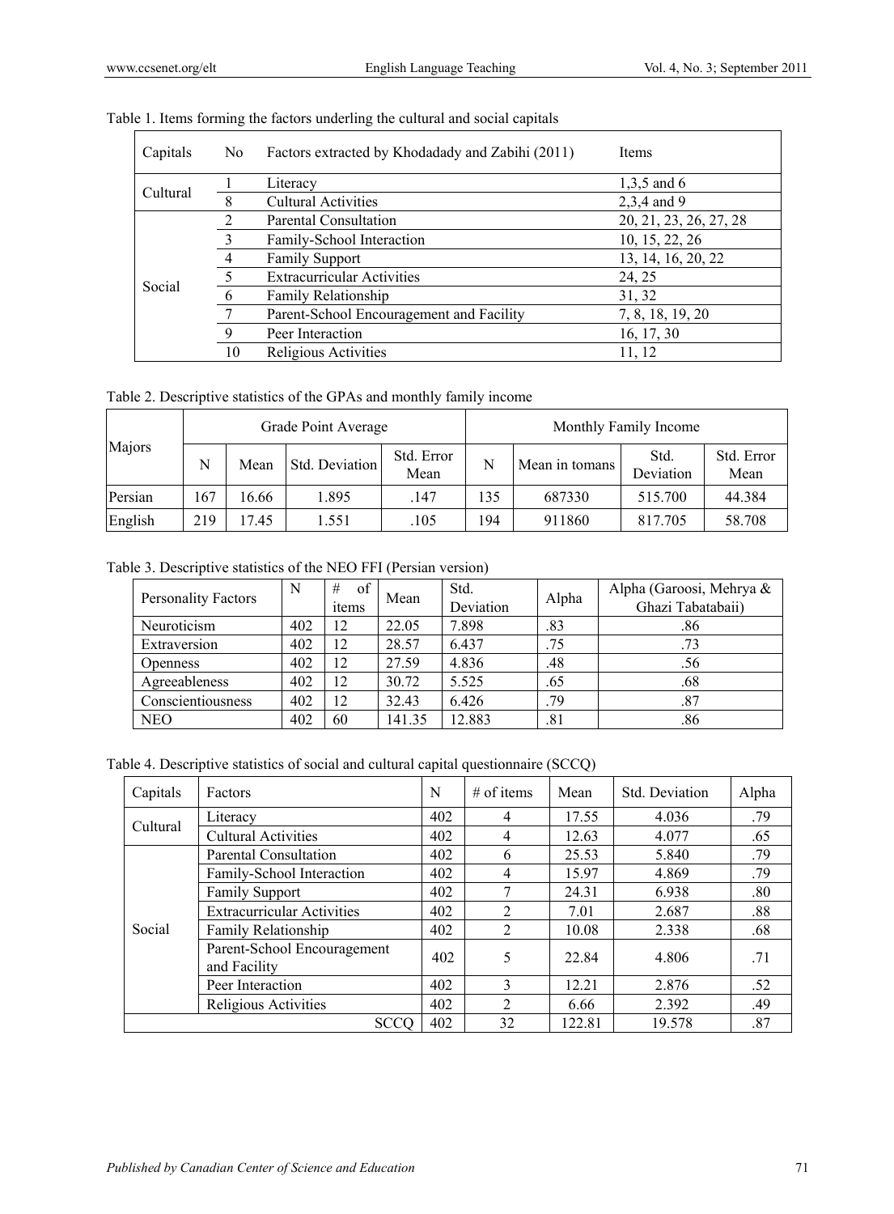Table 1. Items forming the factors underling the cultural and social capitals

| Capitals | No | Factors extracted by Khodadady and Zabihi (2011) | Items |
|---|---|---|---|
| Cultural | 1 | Literacy | 1,3,5 and 6 |
| | 8 | Cultural Activities | 2,3,4 and 9 |
| Social | 2 | Parental Consultation | 20, 21, 23, 26, 27, 28 |
| | 3 | Family-School Interaction | 10, 15, 22, 26 |
| | 4 | Family Support | 13, 14, 16, 20, 22 |
| | 5 | Extracurricular Activities | 24, 25 |
| | 6 | Family Relationship | 31, 32 |
| | 7 | Parent-School Encouragement and Facility | 7, 8, 18, 19, 20 |
| | 9 | Peer Interaction | 16, 17, 30 |
| | 10 | Religious Activities | 11, 12 |

Table 2. Descriptive statistics of the GPAs and monthly family income

| Majors | Grade Point Average | | | | Monthly Family Income | | | |
|---|---|---|---|---|---|---|---|---|
| | N | Mean | Std. Deviation | Std. Error Mean | N | Mean in tomans | Std. Deviation | Std. Error Mean |
| Persian | 167 | 16.66 | 1.895 | .147 | 135 | 687330 | 515.700 | 44.384 |
| English | 219 | 17.45 | 1.551 | .105 | 194 | 911860 | 817.705 | 58.708 |

Table 3. Descriptive statistics of the NEO FFI (Persian version)

| Personality Factors | N | # of items | Mean | Std. Deviation | Alpha | Alpha (Garoosi, Mehrya & Ghazi Tabatabaii) |
|---|---|---|---|---|---|---|
| Neuroticism | 402 | 12 | 22.05 | 7.898 | .83 | .86 |
| Extraversion | 402 | 12 | 28.57 | 6.437 | .75 | .73 |
| Openness | 402 | 12 | 27.59 | 4.836 | .48 | .56 |
| Agreeableness | 402 | 12 | 30.72 | 5.525 | .65 | .68 |
| Conscientiousness | 402 | 12 | 32.43 | 6.426 | .79 | .87 |
| NEO | 402 | 60 | 141.35 | 12.883 | .81 | .86 |

Table 4. Descriptive statistics of social and cultural capital questionnaire (SCCQ)

| Capitals | Factors | N | # of items | Mean | Std. Deviation | Alpha |
|---|---|---|---|---|---|---|
| Cultural | Literacy | 402 | 4 | 17.55 | 4.036 | .79 |
| | Cultural Activities | 402 | 4 | 12.63 | 4.077 | .65 |
| Social | Parental Consultation | 402 | 6 | 25.53 | 5.840 | .79 |
| | Family-School Interaction | 402 | 4 | 15.97 | 4.869 | .79 |
| | Family Support | 402 | 7 | 24.31 | 6.938 | .80 |
| | Extracurricular Activities | 402 | 2 | 7.01 | 2.687 | .88 |
| | Family Relationship | 402 | 2 | 10.08 | 2.338 | .68 |
| | Parent-School Encouragement and Facility | 402 | 5 | 22.84 | 4.806 | .71 |
| | Peer Interaction | 402 | 3 | 12.21 | 2.876 | .52 |
| | Religious Activities | 402 | 2 | 6.66 | 2.392 | .49 |
| SCCQ | | 402 | 32 | 122.81 | 19.578 | .87 |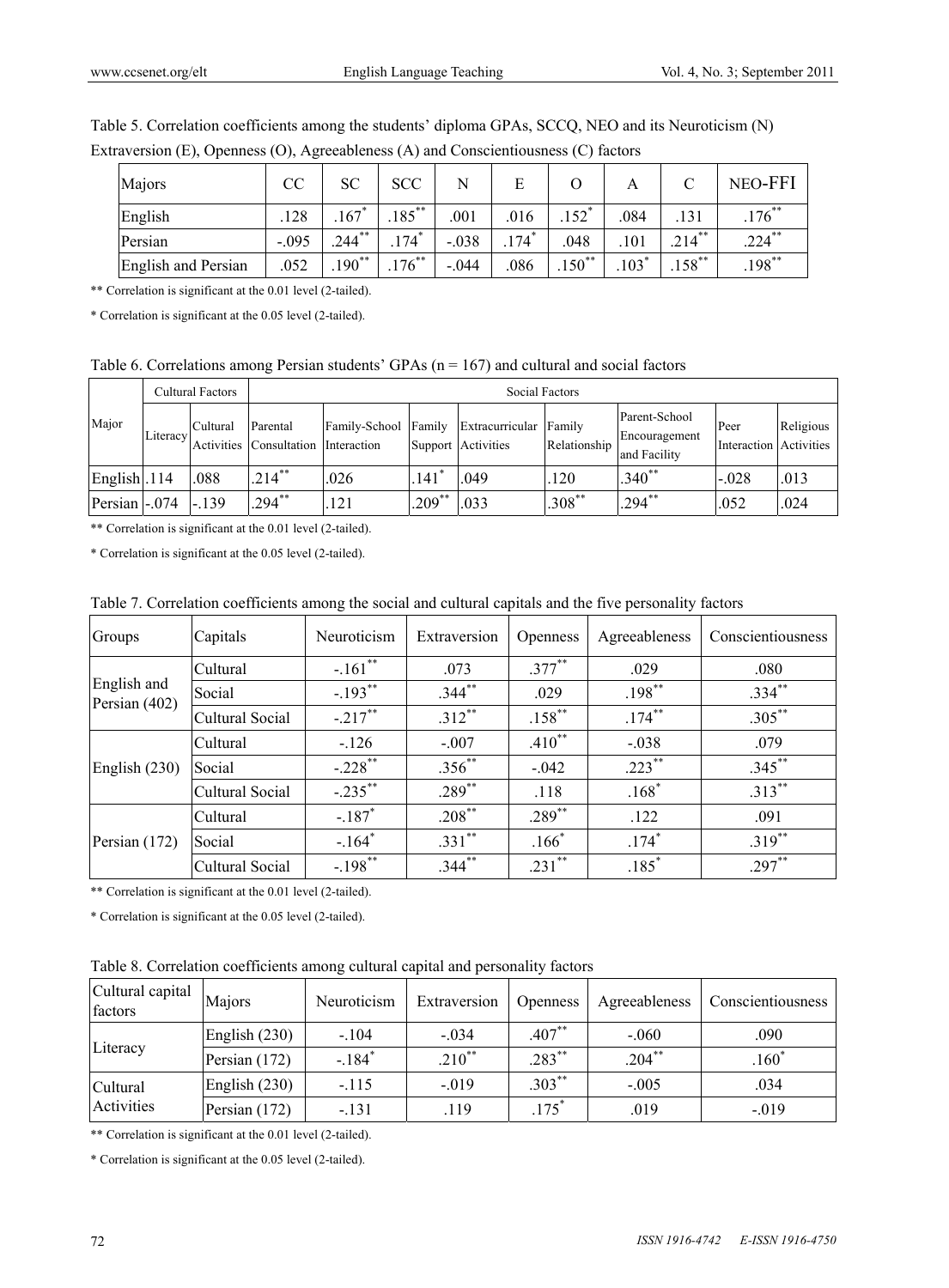Table 5. Correlation coefficients among the students' diploma GPAs, SCCQ, NEO and its Neuroticism (N) Extraversion (E), Openness (O), Agreeableness (A) and Conscientiousness (C) factors

| Majors | CC | SC | SCC | N | E | O | A | C | NEO-FFI |
|---|---|---|---|---|---|---|---|---|---|
| English | .128 | .167* | .185** | .001 | .016 | .152* | .084 | .131 | .176** |
| Persian | -.095 | .244** | .174* | -.038 | .174* | .048 | .101 | .214** | .224** |
| English and Persian | .052 | .190** | .176** | -.044 | .086 | .150** | .103* | .158** | .198** |

** Correlation is significant at the 0.01 level (2-tailed).

* Correlation is significant at the 0.05 level (2-tailed).

Table 6. Correlations among Persian students' GPAs (n = 167) and cultural and social factors

| Major | Cultural Factors | | Social Factors | | | | | | | |
|---|---|---|---|---|---|---|---|---|---|---|
| | Literacy | Cultural Activities | Parental Consultation | Family-School Interaction | Family Support | Extracurricular Activities | Family Relationship | Parent-School Encouragement and Facility | Peer Interaction | Religious Activities |
| English | .114 | .088 | .214** | .026 | .141* | .049 | .120 | .340** | -.028 | .013 |
| Persian | -.074 | -.139 | .294** | .121 | .209** | .033 | .308** | .294** | .052 | .024 |

** Correlation is significant at the 0.01 level (2-tailed).

* Correlation is significant at the 0.05 level (2-tailed).

Table 7. Correlation coefficients among the social and cultural capitals and the five personality factors

| Groups | Capitals | Neuroticism | Extraversion | Openness | Agreeableness | Conscientiousness |
|---|---|---|---|---|---|---|
| English and Persian (402) | Cultural | -.161** | .073 | .377** | .029 | .080 |
| | Social | -.193** | .344** | .029 | .198** | .334** |
| | Cultural Social | -.217** | .312** | .158** | .174** | .305** |
| English (230) | Cultural | -.126 | -.007 | .410** | -.038 | .079 |
| | Social | -.228** | .356** | -.042 | .223** | .345** |
| | Cultural Social | -.235** | .289** | .118 | .168* | .313** |
| Persian (172) | Cultural | -.187* | .208** | .289** | .122 | .091 |
| | Social | -.164* | .331** | .166* | .174* | .319** |
| | Cultural Social | -.198** | .344** | .231** | .185* | .297** |

** Correlation is significant at the 0.01 level (2-tailed).

* Correlation is significant at the 0.05 level (2-tailed).

Table 8. Correlation coefficients among cultural capital and personality factors

| Cultural capital factors | Majors | Neuroticism | Extraversion | Openness | Agreeableness | Conscientiousness |
|---|---|---|---|---|---|---|
| Literacy | English (230) | -.104 | -.034 | .407** | -.060 | .090 |
| | Persian (172) | -.184* | .210** | .283** | .204** | .160* |
| Cultural Activities | English (230) | -.115 | -.019 | .303** | -.005 | .034 |
| | Persian (172) | -.131 | .119 | .175* | .019 | -.019 |

** Correlation is significant at the 0.01 level (2-tailed).

* Correlation is significant at the 0.05 level (2-tailed).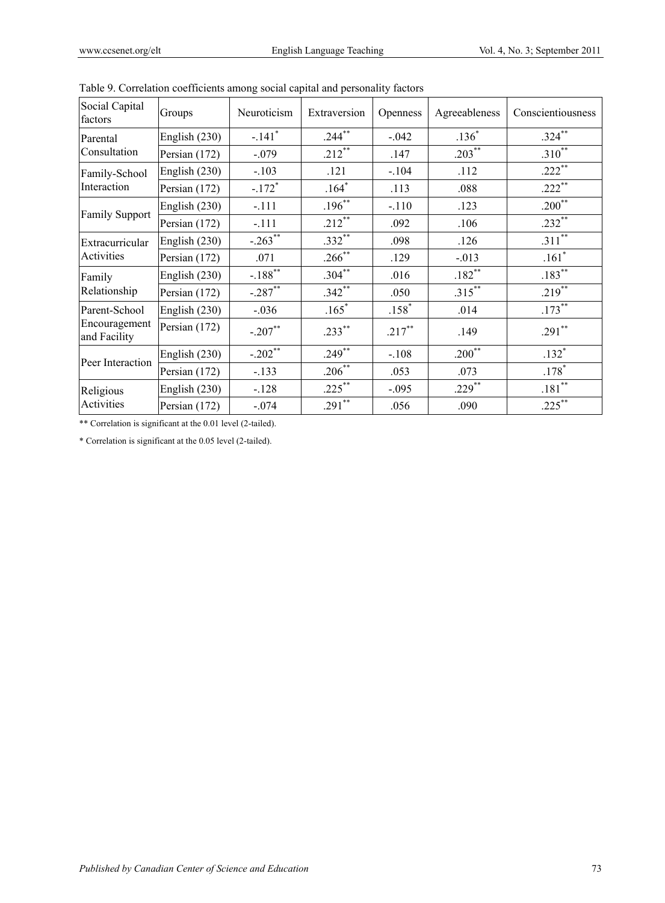Table 9. Correlation coefficients among social capital and personality factors

| Social Capital factors | Groups | Neuroticism | Extraversion | Openness | Agreeableness | Conscientiousness |
|---|---|---|---|---|---|---|
| Parental Consultation | English (230) | -.141* | .244** | -.042 | .136* | .324** |
| | Persian (172) | -.079 | .212** | .147 | .203** | .310** |
| Family-School Interaction | English (230) | -.103 | .121 | -.104 | .112 | .222** |
| | Persian (172) | -.172* | .164* | .113 | .088 | .222** |
| Family Support | English (230) | -.111 | .196** | -.110 | .123 | .200** |
| | Persian (172) | -.111 | .212** | .092 | .106 | .232** |
| Extracurricular Activities | English (230) | -.263** | .332** | .098 | .126 | .311** |
| | Persian (172) | .071 | .266** | .129 | -.013 | .161* |
| Family Relationship | English (230) | -.188** | .304** | .016 | .182** | .183** |
| | Persian (172) | -.287** | .342** | .050 | .315** | .219** |
| Parent-School Encouragement and Facility | English (230) | -.036 | .165* | .158* | .014 | .173** |
| | Persian (172) | -.207** | .233** | .217** | .149 | .291** |
| Peer Interaction | English (230) | -.202** | .249** | -.108 | .200** | .132* |
| | Persian (172) | -.133 | .206** | .053 | .073 | .178* |
| Religious Activities | English (230) | -.128 | .225** | -.095 | .229** | .181** |
| | Persian (172) | -.074 | .291** | .056 | .090 | .225** |

** Correlation is significant at the 0.01 level (2-tailed).

* Correlation is significant at the 0.05 level (2-tailed).